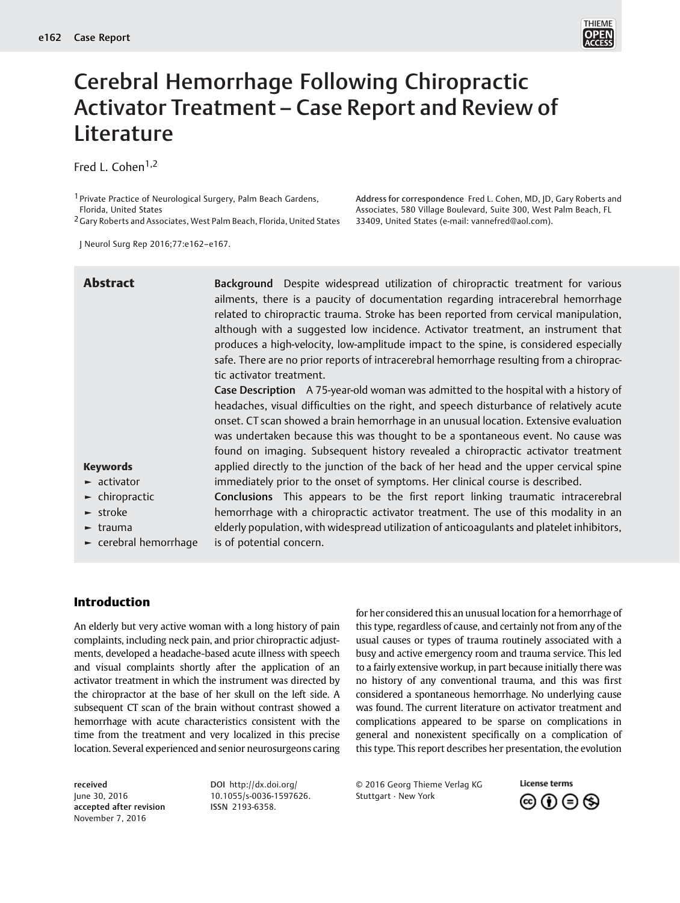# Cerebral Hemorrhage Following Chiropractic Activator Treatment – Case Report and Review of Literature

Fred L. Cohen[1,2]

[1] Private Practice of Neurological Surgery, Palm Beach Gardens, Florida, United States
[2] Gary Roberts and Associates, West Palm Beach, Florida, United States

**Address for correspondence** Fred L. Cohen, MD, JD, Gary Roberts and Associates, 580 Village Boulevard, Suite 300, West Palm Beach, FL 33409, United States (e-mail: vannefred@aol.com).

J Neurol Surg Rep 2016;77:e162–e167.

## Abstract

**Background** Despite widespread utilization of chiropractic treatment for various ailments, there is a paucity of documentation regarding intracerebral hemorrhage related to chiropractic trauma. Stroke has been reported from cervical manipulation, although with a suggested low incidence. Activator treatment, an instrument that produces a high-velocity, low-amplitude impact to the spine, is considered especially safe. There are no prior reports of intracerebral hemorrhage resulting from a chiropractic activator treatment.

**Case Description** A 75-year-old woman was admitted to the hospital with a history of headaches, visual difficulties on the right, and speech disturbance of relatively acute onset. CT scan showed a brain hemorrhage in an unusual location. Extensive evaluation was undertaken because this was thought to be a spontaneous event. No cause was found on imaging. Subsequent history revealed a chiropractic activator treatment applied directly to the junction of the back of her head and the upper cervical spine immediately prior to the onset of symptoms. Her clinical course is described.

**Conclusions** This appears to be the first report linking traumatic intracerebral hemorrhage with a chiropractic activator treatment. The use of this modality in an elderly population, with widespread utilization of anticoagulants and platelet inhibitors, is of potential concern.

**Keywords**

- activator
- chiropractic
- stroke
- trauma
- cerebral hemorrhage

## Introduction

An elderly but very active woman with a long history of pain complaints, including neck pain, and prior chiropractic adjustments, developed a headache-based acute illness with speech and visual complaints shortly after the application of an activator treatment in which the instrument was directed by the chiropractor at the base of her skull on the left side. A subsequent CT scan of the brain without contrast showed a hemorrhage with acute characteristics consistent with the time from the treatment and very localized in this precise location. Several experienced and senior neurosurgeons caring for her considered this an unusual location for a hemorrhage of this type, regardless of cause, and certainly not from any of the usual causes or types of trauma routinely associated with a busy and active emergency room and trauma service. This led to a fairly extensive workup, in part because initially there was no history of any conventional trauma, and this was first considered a spontaneous hemorrhage. No underlying cause was found. The current literature on activator treatment and complications appeared to be sparse on complications in general and nonexistent specifically on a complication of this type. This report describes her presentation, the evolution

received June 30, 2016
accepted after revision November 7, 2016

DOI http://dx.doi.org/10.1055/s-0036-1597626.
ISSN 2193-6358.

© 2016 Georg Thieme Verlag KG Stuttgart · New York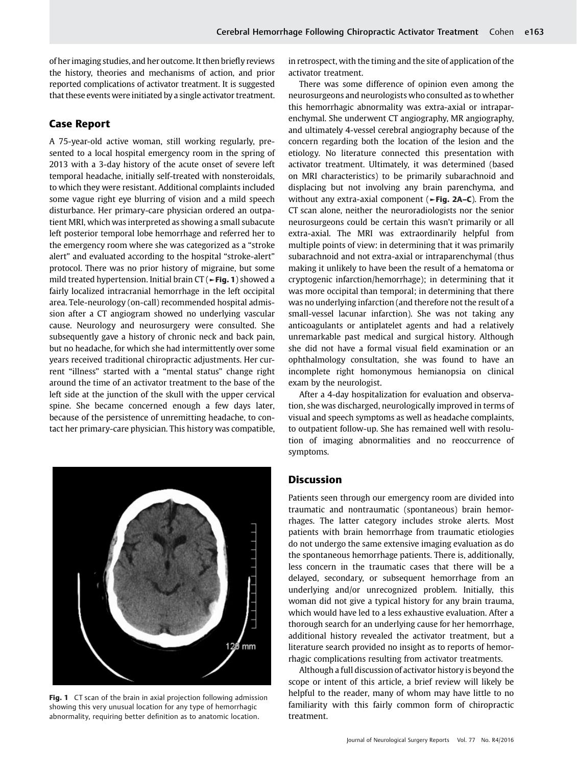of her imaging studies, and her outcome. It then briefly reviews the history, theories and mechanisms of action, and prior reported complications of activator treatment. It is suggested that these events were initiated by a single activator treatment.

## Case Report

A 75-year-old active woman, still working regularly, presented to a local hospital emergency room in the spring of 2013 with a 3-day history of the acute onset of severe left temporal headache, initially self-treated with nonsteroidals, to which they were resistant. Additional complaints included some vague right eye blurring of vision and a mild speech disturbance. Her primary-care physician ordered an outpatient MRI, which was interpreted as showing a small subacute left posterior temporal lobe hemorrhage and referred her to the emergency room where she was categorized as a "stroke alert" and evaluated according to the hospital "stroke-alert" protocol. There was no prior history of migraine, but some mild treated hypertension. Initial brain CT (►**Fig. 1**) showed a fairly localized intracranial hemorrhage in the left occipital area. Tele-neurology (on-call) recommended hospital admission after a CT angiogram showed no underlying vascular cause. Neurology and neurosurgery were consulted. She subsequently gave a history of chronic neck and back pain, but no headache, for which she had intermittently over some years received traditional chiropractic adjustments. Her current "illness" started with a "mental status" change right around the time of an activator treatment to the base of the left side at the junction of the skull with the upper cervical spine. She became concerned enough a few days later, because of the persistence of unremitting headache, to contact her primary-care physician. This history was compatible, in retrospect, with the timing and the site of application of the activator treatment.

There was some difference of opinion even among the neurosurgeons and neurologists who consulted as to whether this hemorrhagic abnormality was extra-axial or intraparenchymal. She underwent CT angiography, MR angiography, and ultimately 4-vessel cerebral angiography because of the concern regarding both the location of the lesion and the etiology. No literature connected this presentation with activator treatment. Ultimately, it was determined (based on MRI characteristics) to be primarily subarachnoid and displacing but not involving any brain parenchyma, and without any extra-axial component (►**Fig. 2A–C**). From the CT scan alone, neither the neuroradiologists nor the senior neurosurgeons could be certain this wasn't primarily or all extra-axial. The MRI was extraordinarily helpful from multiple points of view: in determining that it was primarily subarachnoid and not extra-axial or intraparenchymal (thus making it unlikely to have been the result of a hematoma or cryptogenic infarction/hemorrhage); in determining that it was more occipital than temporal; in determining that there was no underlying infarction (and therefore not the result of a small-vessel lacunar infarction). She was not taking any anticoagulants or antiplatelet agents and had a relatively unremarkable past medical and surgical history. Although she did not have a formal visual field examination or an ophthalmology consultation, she was found to have an incomplete right homonymous hemianopsia on clinical exam by the neurologist.

After a 4-day hospitalization for evaluation and observation, she was discharged, neurologically improved in terms of visual and speech symptoms as well as headache complaints, to outpatient follow-up. She has remained well with resolution of imaging abnormalities and no reoccurrence of symptoms.

**Fig. 1** CT scan of the brain in axial projection following admission showing this very unusual location for any type of hemorrhagic abnormality, requiring better definition as to anatomic location.

## Discussion

Patients seen through our emergency room are divided into traumatic and nontraumatic (spontaneous) brain hemorrhages. The latter category includes stroke alerts. Most patients with brain hemorrhage from traumatic etiologies do not undergo the same extensive imaging evaluation as do the spontaneous hemorrhage patients. There is, additionally, less concern in the traumatic cases that there will be a delayed, secondary, or subsequent hemorrhage from an underlying and/or unrecognized problem. Initially, this woman did not give a typical history for any brain trauma, which would have led to a less exhaustive evaluation. After a thorough search for an underlying cause for her hemorrhage, additional history revealed the activator treatment, but a literature search provided no insight as to reports of hemorrhagic complications resulting from activator treatments.

Although a full discussion of activator history is beyond the scope or intent of this article, a brief review will likely be helpful to the reader, many of whom may have little to no familiarity with this fairly common form of chiropractic treatment.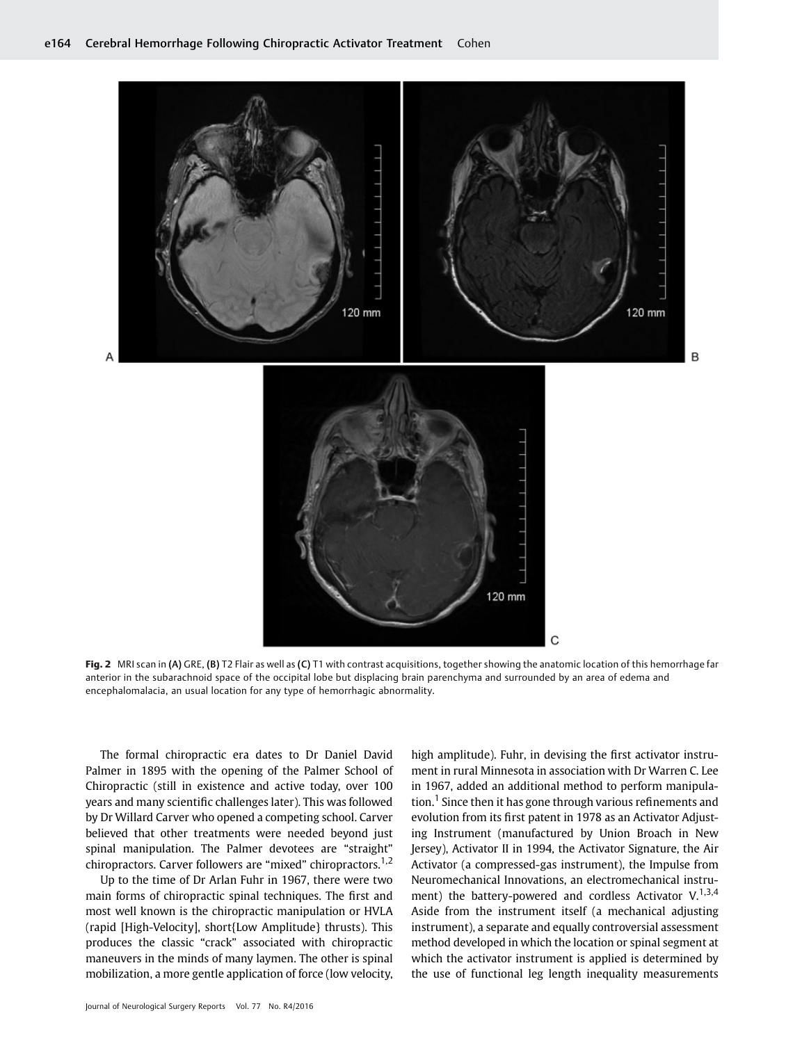**Fig. 2** MRI scan in **(A)** GRE, **(B)** T2 Flair as well as **(C)** T1 with contrast acquisitions, together showing the anatomic location of this hemorrhage far anterior in the subarachnoid space of the occipital lobe but displacing brain parenchyma and surrounded by an area of edema and encephalomalacia, an usual location for any type of hemorrhagic abnormality.

The formal chiropractic era dates to Dr Daniel David Palmer in 1895 with the opening of the Palmer School of Chiropractic (still in existence and active today, over 100 years and many scientific challenges later). This was followed by Dr Willard Carver who opened a competing school. Carver believed that other treatments were needed beyond just spinal manipulation. The Palmer devotees are "straight" chiropractors. Carver followers are "mixed" chiropractors.[1,2]

Up to the time of Dr Arlan Fuhr in 1967, there were two main forms of chiropractic spinal techniques. The first and most well known is the chiropractic manipulation or HVLA (rapid [High-Velocity], short{Low Amplitude} thrusts). This produces the classic "crack" associated with chiropractic maneuvers in the minds of many laymen. The other is spinal mobilization, a more gentle application of force (low velocity, high amplitude). Fuhr, in devising the first activator instrument in rural Minnesota in association with Dr Warren C. Lee in 1967, added an additional method to perform manipulation.[1] Since then it has gone through various refinements and evolution from its first patent in 1978 as an Activator Adjusting Instrument (manufactured by Union Broach in New Jersey), Activator II in 1994, the Activator Signature, the Air Activator (a compressed-gas instrument), the Impulse from Neuromechanical Innovations, an electromechanical instrument) the battery-powered and cordless Activator V.[1,3,4] Aside from the instrument itself (a mechanical adjusting instrument), a separate and equally controversial assessment method developed in which the location or spinal segment at which the activator instrument is applied is determined by the use of functional leg length inequality measurements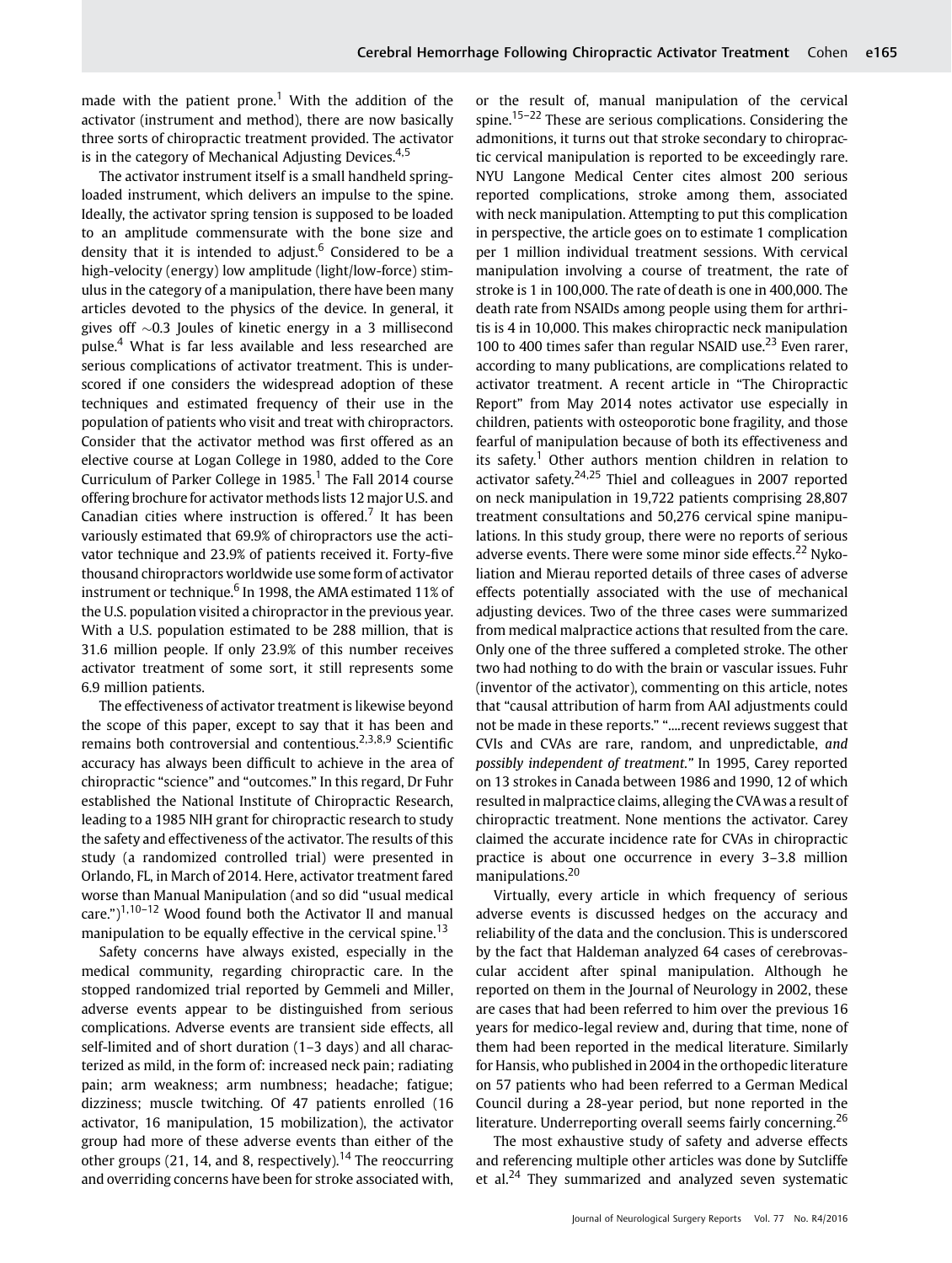made with the patient prone.[1] With the addition of the activator (instrument and method), there are now basically three sorts of chiropractic treatment provided. The activator is in the category of Mechanical Adjusting Devices.[4,5]

The activator instrument itself is a small handheld spring-loaded instrument, which delivers an impulse to the spine. Ideally, the activator spring tension is supposed to be loaded to an amplitude commensurate with the bone size and density that it is intended to adjust.[6] Considered to be a high-velocity (energy) low amplitude (light/low-force) stimulus in the category of a manipulation, there have been many articles devoted to the physics of the device. In general, it gives off ~0.3 Joules of kinetic energy in a 3 millisecond pulse.[4] What is far less available and less researched are serious complications of activator treatment. This is underscored if one considers the widespread adoption of these techniques and estimated frequency of their use in the population of patients who visit and treat with chiropractors. Consider that the activator method was first offered as an elective course at Logan College in 1980, added to the Core Curriculum of Parker College in 1985.[1] The Fall 2014 course offering brochure for activator methods lists 12 major U.S. and Canadian cities where instruction is offered.[7] It has been variously estimated that 69.9% of chiropractors use the activator technique and 23.9% of patients received it. Forty-five thousand chiropractors worldwide use some form of activator instrument or technique.[6] In 1998, the AMA estimated 11% of the U.S. population visited a chiropractor in the previous year. With a U.S. population estimated to be 288 million, that is 31.6 million people. If only 23.9% of this number receives activator treatment of some sort, it still represents some 6.9 million patients.

The effectiveness of activator treatment is likewise beyond the scope of this paper, except to say that it has been and remains both controversial and contentious.[2,3,8,9] Scientific accuracy has always been difficult to achieve in the area of chiropractic "science" and "outcomes." In this regard, Dr Fuhr established the National Institute of Chiropractic Research, leading to a 1985 NIH grant for chiropractic research to study the safety and effectiveness of the activator. The results of this study (a randomized controlled trial) were presented in Orlando, FL, in March of 2014. Here, activator treatment fared worse than Manual Manipulation (and so did "usual medical care.")[1,10–12] Wood found both the Activator II and manual manipulation to be equally effective in the cervical spine.[13]

Safety concerns have always existed, especially in the medical community, regarding chiropractic care. In the stopped randomized trial reported by Gemmeli and Miller, adverse events appear to be distinguished from serious complications. Adverse events are transient side effects, all self-limited and of short duration (1–3 days) and all characterized as mild, in the form of: increased neck pain; radiating pain; arm weakness; arm numbness; headache; fatigue; dizziness; muscle twitching. Of 47 patients enrolled (16 activator, 16 manipulation, 15 mobilization), the activator group had more of these adverse events than either of the other groups (21, 14, and 8, respectively).[14] The reoccurring and overriding concerns have been for stroke associated with, or the result of, manual manipulation of the cervical spine.[15–22] These are serious complications. Considering the admonitions, it turns out that stroke secondary to chiropractic cervical manipulation is reported to be exceedingly rare. NYU Langone Medical Center cites almost 200 serious reported complications, stroke among them, associated with neck manipulation. Attempting to put this complication in perspective, the article goes on to estimate 1 complication per 1 million individual treatment sessions. With cervical manipulation involving a course of treatment, the rate of stroke is 1 in 100,000. The rate of death is one in 400,000. The death rate from NSAIDs among people using them for arthritis is 4 in 10,000. This makes chiropractic neck manipulation 100 to 400 times safer than regular NSAID use.[23] Even rarer, according to many publications, are complications related to activator treatment. A recent article in "The Chiropractic Report" from May 2014 notes activator use especially in children, patients with osteoporotic bone fragility, and those fearful of manipulation because of both its effectiveness and its safety.[1] Other authors mention children in relation to activator safety.[24,25] Thiel and colleagues in 2007 reported on neck manipulation in 19,722 patients comprising 28,807 treatment consultations and 50,276 cervical spine manipulations. In this study group, there were no reports of serious adverse events. There were some minor side effects.[22] Nykoliation and Mierau reported details of three cases of adverse effects potentially associated with the use of mechanical adjusting devices. Two of the three cases were summarized from medical malpractice actions that resulted from the care. Only one of the three suffered a completed stroke. The other two had nothing to do with the brain or vascular issues. Fuhr (inventor of the activator), commenting on this article, notes that "causal attribution of harm from AAI adjustments could not be made in these reports." "....recent reviews suggest that CVIs and CVAs are rare, random, and unpredictable, *and possibly independent of treatment.*" In 1995, Carey reported on 13 strokes in Canada between 1986 and 1990, 12 of which resulted in malpractice claims, alleging the CVA was a result of chiropractic treatment. None mentions the activator. Carey claimed the accurate incidence rate for CVAs in chiropractic practice is about one occurrence in every 3–3.8 million manipulations.[20]

Virtually, every article in which frequency of serious adverse events is discussed hedges on the accuracy and reliability of the data and the conclusion. This is underscored by the fact that Haldeman analyzed 64 cases of cerebrovascular accident after spinal manipulation. Although he reported on them in the Journal of Neurology in 2002, these are cases that had been referred to him over the previous 16 years for medico-legal review and, during that time, none of them had been reported in the medical literature. Similarly for Hansis, who published in 2004 in the orthopedic literature on 57 patients who had been referred to a German Medical Council during a 28-year period, but none reported in the literature. Underreporting overall seems fairly concerning.[26]

The most exhaustive study of safety and adverse effects and referencing multiple other articles was done by Sutcliffe et al.[24] They summarized and analyzed seven systematic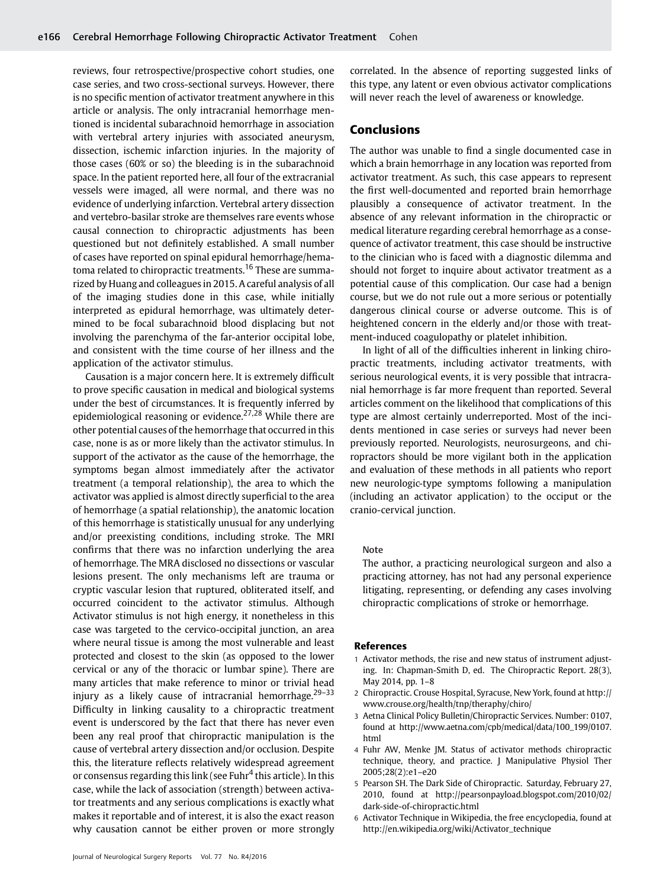reviews, four retrospective/prospective cohort studies, one case series, and two cross-sectional surveys. However, there is no specific mention of activator treatment anywhere in this article or analysis. The only intracranial hemorrhage mentioned is incidental subarachnoid hemorrhage in association with vertebral artery injuries with associated aneurysm, dissection, ischemic infarction injuries. In the majority of those cases (60% or so) the bleeding is in the subarachnoid space. In the patient reported here, all four of the extracranial vessels were imaged, all were normal, and there was no evidence of underlying infarction. Vertebral artery dissection and vertebro-basilar stroke are themselves rare events whose causal connection to chiropractic adjustments has been questioned but not definitely established. A small number of cases have reported on spinal epidural hemorrhage/hematoma related to chiropractic treatments.[16] These are summarized by Huang and colleagues in 2015. A careful analysis of all of the imaging studies done in this case, while initially interpreted as epidural hemorrhage, was ultimately determined to be focal subarachnoid blood displacing but not involving the parenchyma of the far-anterior occipital lobe, and consistent with the time course of her illness and the application of the activator stimulus.

Causation is a major concern here. It is extremely difficult to prove specific causation in medical and biological systems under the best of circumstances. It is frequently inferred by epidemiological reasoning or evidence.[27,28] While there are other potential causes of the hemorrhage that occurred in this case, none is as or more likely than the activator stimulus. In support of the activator as the cause of the hemorrhage, the symptoms began almost immediately after the activator treatment (a temporal relationship), the area to which the activator was applied is almost directly superficial to the area of hemorrhage (a spatial relationship), the anatomic location of this hemorrhage is statistically unusual for any underlying and/or preexisting conditions, including stroke. The MRI confirms that there was no infarction underlying the area of hemorrhage. The MRA disclosed no dissections or vascular lesions present. The only mechanisms left are trauma or cryptic vascular lesion that ruptured, obliterated itself, and occurred coincident to the activator stimulus. Although Activator stimulus is not high energy, it nonetheless in this case was targeted to the cervico-occipital junction, an area where neural tissue is among the most vulnerable and least protected and closest to the skin (as opposed to the lower cervical or any of the thoracic or lumbar spine). There are many articles that make reference to minor or trivial head injury as a likely cause of intracranial hemorrhage.[29–33] Difficulty in linking causality to a chiropractic treatment event is underscored by the fact that there has never even been any real proof that chiropractic manipulation is the cause of vertebral artery dissection and/or occlusion. Despite this, the literature reflects relatively widespread agreement or consensus regarding this link (see Fuhr[4] this article). In this case, while the lack of association (strength) between activator treatments and any serious complications is exactly what makes it reportable and of interest, it is also the exact reason why causation cannot be either proven or more strongly correlated. In the absence of reporting suggested links of this type, any latent or even obvious activator complications will never reach the level of awareness or knowledge.

## Conclusions

The author was unable to find a single documented case in which a brain hemorrhage in any location was reported from activator treatment. As such, this case appears to represent the first well-documented and reported brain hemorrhage plausibly a consequence of activator treatment. In the absence of any relevant information in the chiropractic or medical literature regarding cerebral hemorrhage as a consequence of activator treatment, this case should be instructive to the clinician who is faced with a diagnostic dilemma and should not forget to inquire about activator treatment as a potential cause of this complication. Our case had a benign course, but we do not rule out a more serious or potentially dangerous clinical course or adverse outcome. This is of heightened concern in the elderly and/or those with treatment-induced coagulopathy or platelet inhibition.

In light of all of the difficulties inherent in linking chiropractic treatments, including activator treatments, with serious neurological events, it is very possible that intracranial hemorrhage is far more frequent than reported. Several articles comment on the likelihood that complications of this type are almost certainly underreported. Most of the incidents mentioned in case series or surveys had never been previously reported. Neurologists, neurosurgeons, and chiropractors should be more vigilant both in the application and evaluation of these methods in all patients who report new neurologic-type symptoms following a manipulation (including an activator application) to the occiput or the cranio-cervical junction.

Note

The author, a practicing neurological surgeon and also a practicing attorney, has not had any personal experience litigating, representing, or defending any cases involving chiropractic complications of stroke or hemorrhage.

## References

1. Activator methods, the rise and new status of instrument adjusting. In: Chapman-Smith D, ed. The Chiropractic Report. 28(3), May 2014, pp. 1–8
2. Chiropractic. Crouse Hospital, Syracuse, New York, found at http://www.crouse.org/health/tnp/theraphy/chiro/
3. Aetna Clinical Policy Bulletin/Chiropractic Services. Number: 0107, found at http://www.aetna.com/cpb/medical/data/100_199/0107.html
4. Fuhr AW, Menke JM. Status of activator methods chiropractic technique, theory, and practice. J Manipulative Physiol Ther 2005;28(2):e1–e20
5. Pearson SH. The Dark Side of Chiropractic. Saturday, February 27, 2010, found at http://pearsonpayload.blogspot.com/2010/02/dark-side-of-chiropractic.html
6. Activator Technique in Wikipedia, the free encyclopedia, found at http://en.wikipedia.org/wiki/Activator_technique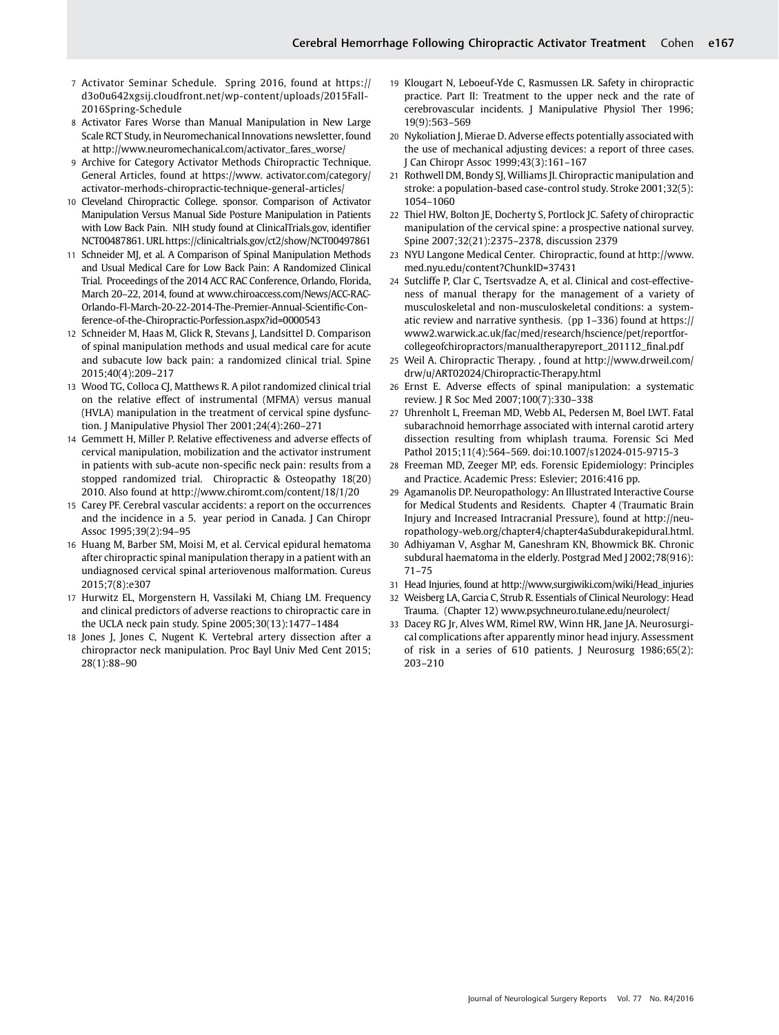7. Activator Seminar Schedule. Spring 2016, found at https://d3o0u642xgsij.cloudfront.net/wp-content/uploads/2015Fall-2016Spring-Schedule
8. Activator Fares Worse than Manual Manipulation in New Large Scale RCT Study, in Neuromechanical Innovations newsletter, found at http://www.neuromechanical.com/activator_fares_worse/
9. Archive for Category Activator Methods Chiropractic Technique. General Articles, found at https://www. activator.com/category/activator-merhods-chiropractic-technique-general-articles/
10. Cleveland Chiropractic College. sponsor. Comparison of Activator Manipulation Versus Manual Side Posture Manipulation in Patients with Low Back Pain. NIH study found at ClinicalTrials.gov, identifier NCT00487861. URL https://clinicaltrials.gov/ct2/show/NCT00497861
11. Schneider MJ, et al. A Comparison of Spinal Manipulation Methods and Usual Medical Care for Low Back Pain: A Randomized Clinical Trial. Proceedings of the 2014 ACC RAC Conference, Orlando, Florida, March 20–22, 2014, found at www.chiroaccess.com/News/ACC-RAC-Orlando-Fl-March-20-22-2014-The-Premier-Annual-Scientific-Conference-of-the-Chiropractic-Porfession.aspx?id=0000543
12. Schneider M, Haas M, Glick R, Stevens J, Landsittel D. Comparison of spinal manipulation methods and usual medical care for acute and subacute low back pain: a randomized clinical trial. Spine 2015;40(4):209–217
13. Wood TG, Colloca CJ, Matthews R. A pilot randomized clinical trial on the relative effect of instrumental (MFMA) versus manual (HVLA) manipulation in the treatment of cervical spine dysfunction. J Manipulative Physiol Ther 2001;24(4):260–271
14. Gemmett H, Miller P. Relative effectiveness and adverse effects of cervical manipulation, mobilization and the activator instrument in patients with sub-acute non-specific neck pain: results from a stopped randomized trial. Chiropractic & Osteopathy 18(20) 2010. Also found at http://www.chiromt.com/content/18/1/20
15. Carey PF. Cerebral vascular accidents: a report on the occurrences and the incidence in a 5. year period in Canada. J Can Chiropr Assoc 1995;39(2):94–95
16. Huang M, Barber SM, Moisi M, et al. Cervical epidural hematoma after chiropractic spinal manipulation therapy in a patient with an undiagnosed cervical spinal arteriovenous malformation. Cureus 2015;7(8):e307
17. Hurwitz EL, Morgenstern H, Vassilaki M, Chiang LM. Frequency and clinical predictors of adverse reactions to chiropractic care in the UCLA neck pain study. Spine 2005;30(13):1477–1484
18. Jones J, Jones C, Nugent K. Vertebral artery dissection after a chiropractor neck manipulation. Proc Bayl Univ Med Cent 2015; 28(1):88–90
19. Klougart N, Leboeuf-Yde C, Rasmussen LR. Safety in chiropractic practice. Part II: Treatment to the upper neck and the rate of cerebrovascular incidents. J Manipulative Physiol Ther 1996; 19(9):563–569
20. Nykoliation J, Mierae D. Adverse effects potentially associated with the use of mechanical adjusting devices: a report of three cases. J Can Chiropr Assoc 1999;43(3):161–167
21. Rothwell DM, Bondy SJ, Williams JI. Chiropractic manipulation and stroke: a population-based case-control study. Stroke 2001;32(5): 1054–1060
22. Thiel HW, Bolton JE, Docherty S, Portlock JC. Safety of chiropractic manipulation of the cervical spine: a prospective national survey. Spine 2007;32(21):2375–2378, discussion 2379
23. NYU Langone Medical Center. Chiropractic, found at http://www.med.nyu.edu/content?ChunkID=37431
24. Sutcliffe P, Clar C, Tsertsvadze A, et al. Clinical and cost-effectiveness of manual therapy for the management of a variety of musculoskeletal and non-musculoskeletal conditions: a systematic review and narrative synthesis. (pp 1–336) found at https://www2.warwick.ac.uk/fac/med/research/hscience/pet/reportfor-collegeofchiropractors/manualtherapyreport_201112_final.pdf
25. Weil A. Chiropractic Therapy. , found at http://www.drweil.com/drw/u/ART02024/Chiropractic-Therapy.html
26. Ernst E. Adverse effects of spinal manipulation: a systematic review. J R Soc Med 2007;100(7):330–338
27. Uhrenholt L, Freeman MD, Webb AL, Pedersen M, Boel LWT. Fatal subarachnoid hemorrhage associated with internal carotid artery dissection resulting from whiplash trauma. Forensic Sci Med Pathol 2015;11(4):564–569. doi:10.1007/s12024-015-9715-3
28. Freeman MD, Zeeger MP, eds. Forensic Epidemiology: Principles and Practice. Academic Press: Eslevier; 2016:416 pp.
29. Agamanolis DP. Neuropathology: An Illustrated Interactive Course for Medical Students and Residents. Chapter 4 (Traumatic Brain Injury and Increased Intracranial Pressure), found at http://neuropathology-web.org/chapter4/chapter4aSubdurakepidural.html.
30. Adhiyaman V, Asghar M, Ganeshram KN, Bhowmick BK. Chronic subdural haematoma in the elderly. Postgrad Med J 2002;78(916): 71–75
31. Head Injuries, found at http://www,surgiwiki.com/wiki/Head_injuries
32. Weisberg LA, Garcia C, Strub R. Essentials of Clinical Neurology: Head Trauma. (Chapter 12) www.psychneuro.tulane.edu/neurolect/
33. Dacey RG Jr, Alves WM, Rimel RW, Winn HR, Jane JA. Neurosurgical complications after apparently minor head injury. Assessment of risk in a series of 610 patients. J Neurosurg 1986;65(2): 203–210